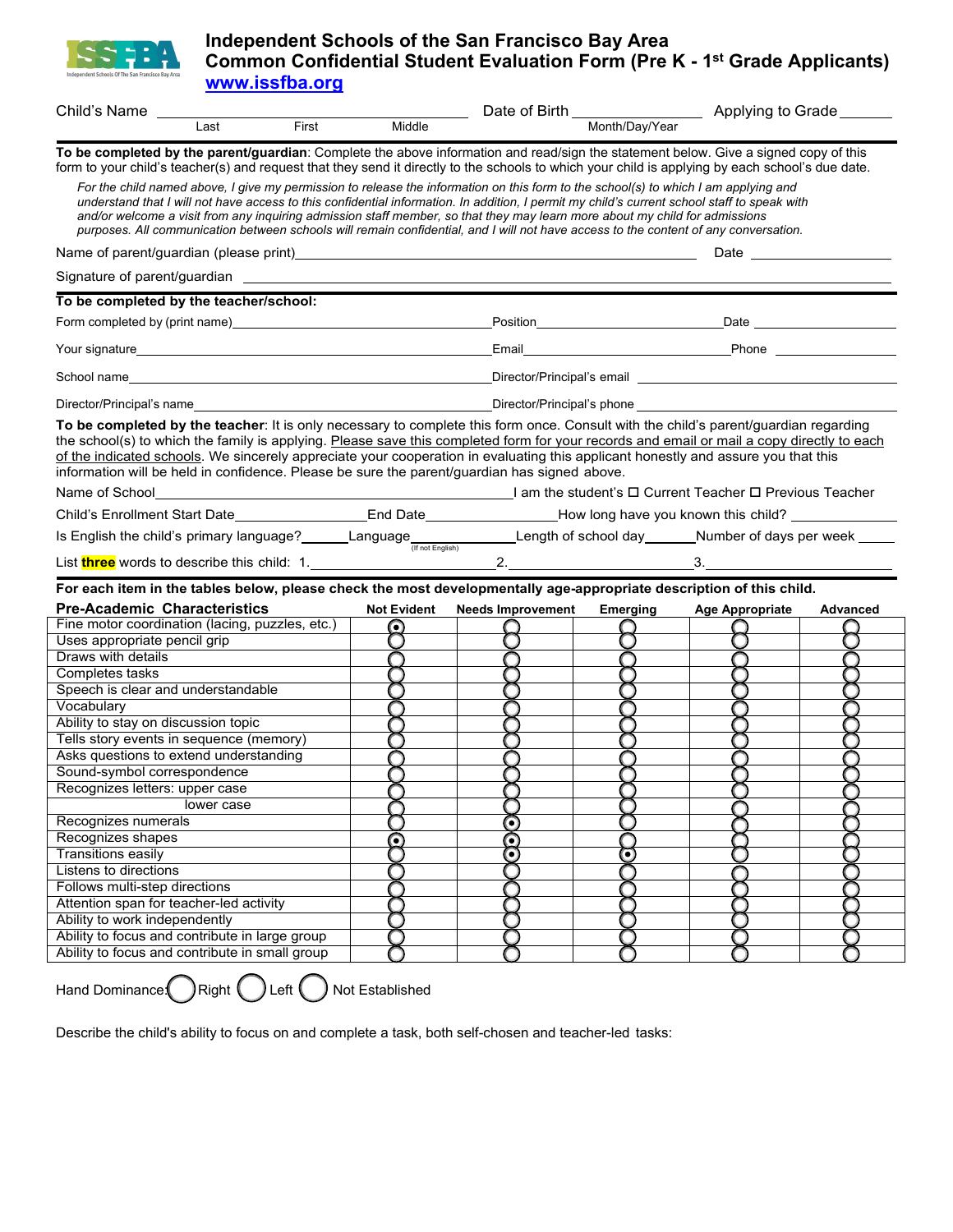# Independent Schools of the San Francisco Bay Area
## Common Confidential Student Evaluation Form (Pre K - 1st Grade Applicants)

www.issfba.org

Child's Name ______________________ (Last / First / Middle) Date of Birth ____________ (Month/Day/Year) Applying to Grade ______

**To be completed by the parent/guardian**: Complete the above information and read/sign the statement below. Give a signed copy of this form to your child's teacher(s) and request that they send it directly to the schools to which your child is applying by each school's due date.

*For the child named above, I give my permission to release the information on this form to the school(s) to which I am applying and understand that I will not have access to this confidential information. In addition, I permit my child's current school staff to speak with and/or welcome a visit from any inquiring admission staff member, so that they may learn more about my child for admissions purposes. All communication between schools will remain confidential, and I will not have access to the content of any conversation.*

Name of parent/guardian (please print) ______________________ Date ____________

Signature of parent/guardian ______________________

**To be completed by the teacher/school:**

Form completed by (print name) ______________ Position ______________ Date ______________

Your signature ______________ Email ______________ Phone ______________

School name ______________ Director/Principal's email ______________

Director/Principal's name ______________ Director/Principal's phone ______________

**To be completed by the teacher**: It is only necessary to complete this form once. Consult with the child's parent/guardian regarding the school(s) to which the family is applying. Please save this completed form for your records and email or mail a copy directly to each of the indicated schools. We sincerely appreciate your cooperation in evaluating this applicant honestly and assure you that this information will be held in confidence. Please be sure the parent/guardian has signed above.

Name of School ______________ I am the student's ☐ Current Teacher ☐ Previous Teacher

Child's Enrollment Start Date ____________ End Date ____________ How long have you known this child? ____________

Is English the child's primary language? ______ Language ____________ (If not English) Length of school day ______ Number of days per week ______

List **three** words to describe this child: 1. ____________ 2. ____________ 3. ____________

**For each item in the tables below, please check the most developmentally age-appropriate description of this child.**

| Pre-Academic Characteristics | Not Evident | Needs Improvement | Emerging | Age Appropriate | Advanced |
|---|---|---|---|---|---|
| Fine motor coordination (lacing, puzzles, etc.) | ⦿ | ○ | ○ | ○ | ○ |
| Uses appropriate pencil grip | ○ | ○ | ○ | ○ | ○ |
| Draws with details | ○ | ○ | ○ | ○ | ○ |
| Completes tasks | ○ | ○ | ○ | ○ | ○ |
| Speech is clear and understandable | ○ | ○ | ○ | ○ | ○ |
| Vocabulary | ○ | ○ | ○ | ○ | ○ |
| Ability to stay on discussion topic | ○ | ○ | ○ | ○ | ○ |
| Tells story events in sequence (memory) | ○ | ○ | ○ | ○ | ○ |
| Asks questions to extend understanding | ○ | ○ | ○ | ○ | ○ |
| Sound-symbol correspondence | ○ | ○ | ○ | ○ | ○ |
| Recognizes letters: upper case | ○ | ○ | ○ | ○ | ○ |
| lower case | ○ | ○ | ○ | ○ | ○ |
| Recognizes numerals | ○ | ⦿ | ○ | ○ | ○ |
| Recognizes shapes | ⦿ | ⦿ | ○ | ○ | ○ |
| Transitions easily | ○ | ⦿ | ⦿ | ○ | ○ |
| Listens to directions | ○ | ○ | ○ | ○ | ○ |
| Follows multi-step directions | ○ | ○ | ○ | ○ | ○ |
| Attention span for teacher-led activity | ○ | ○ | ○ | ○ | ○ |
| Ability to work independently | ○ | ○ | ○ | ○ | ○ |
| Ability to focus and contribute in large group | ○ | ○ | ○ | ○ | ○ |
| Ability to focus and contribute in small group | ○ | ○ | ○ | ○ | ○ |

Hand Dominance: ○ Right ○ Left ○ Not Established

Describe the child's ability to focus on and complete a task, both self-chosen and teacher-led tasks: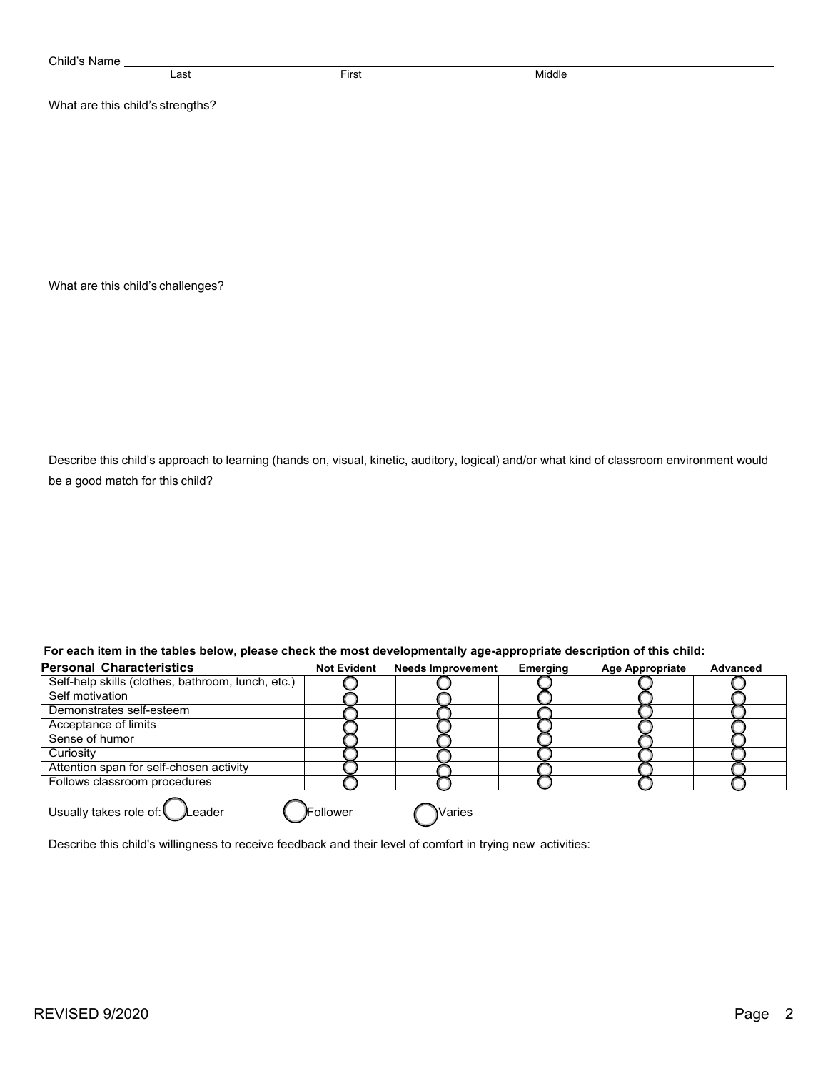Child's Name ______________________________________________
Last First Middle

What are this child's strengths?

What are this child's challenges?

Describe this child's approach to learning (hands on, visual, kinetic, auditory, logical) and/or what kind of classroom environment would be a good match for this child?

**For each item in the tables below, please check the most developmentally age-appropriate description of this child:**

| **Personal Characteristics** | **Not Evident** | **Needs Improvement** | **Emerging** | **Age Appropriate** | **Advanced** |
|---|---|---|---|---|---|
| Self-help skills (clothes, bathroom, lunch, etc.) | ◯ | ◯ | ◯ | ◯ | ◯ |
| Self motivation | ◯ | ◯ | ◯ | ◯ | ◯ |
| Demonstrates self-esteem | ◯ | ◯ | ◯ | ◯ | ◯ |
| Acceptance of limits | ◯ | ◯ | ◯ | ◯ | ◯ |
| Sense of humor | ◯ | ◯ | ◯ | ◯ | ◯ |
| Curiosity | ◯ | ◯ | ◯ | ◯ | ◯ |
| Attention span for self-chosen activity | ◯ | ◯ | ◯ | ◯ | ◯ |
| Follows classroom procedures | ◯ | ◯ | ◯ | ◯ | ◯ |

Usually takes role of: ◯ Leader ◯ Follower ◯ Varies

Describe this child's willingness to receive feedback and their level of comfort in trying new activities:

REVISED 9/2020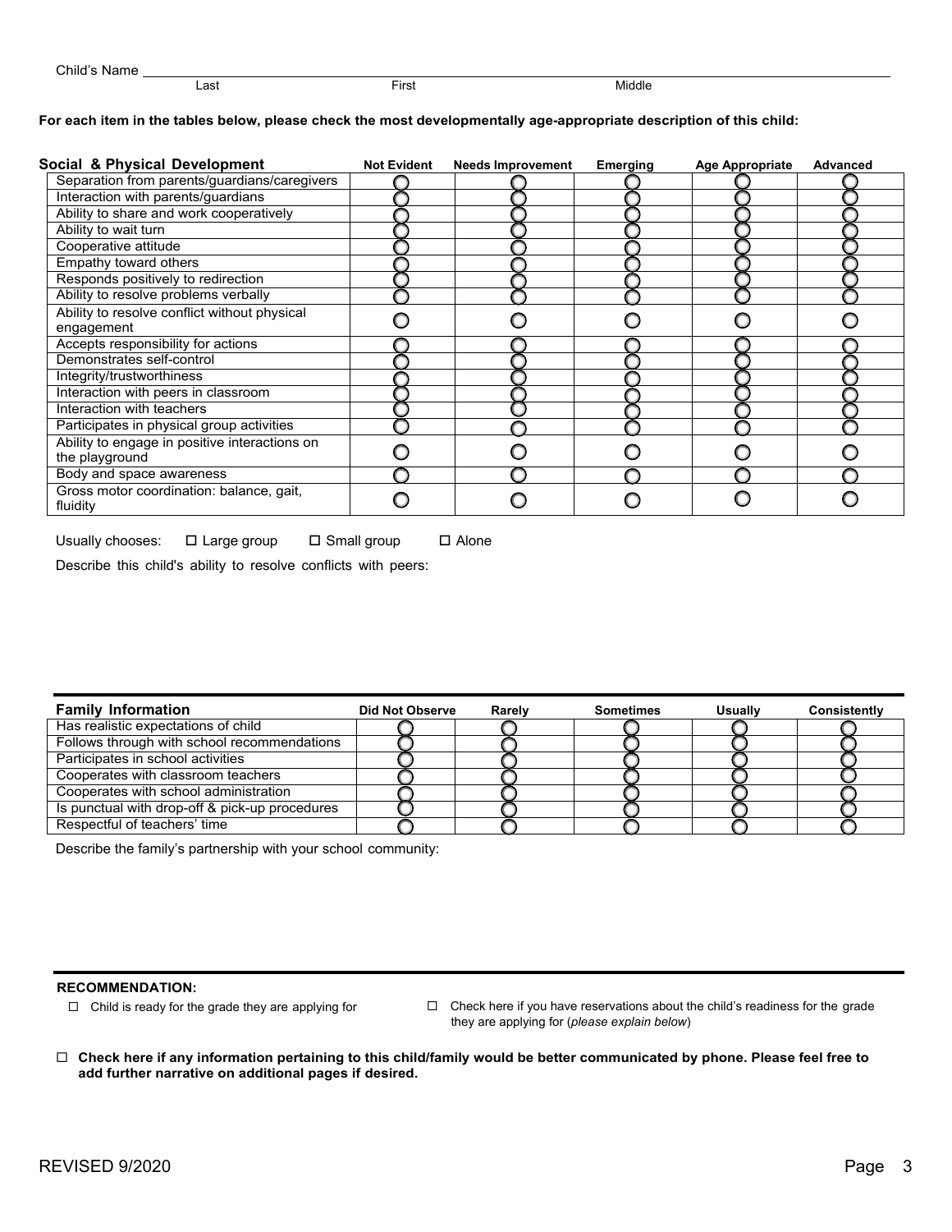Child's Name ________________________________________________
Last First Middle

**For each item in the tables below, please check the most developmentally age-appropriate description of this child:**

| Social & Physical Development | Not Evident | Needs Improvement | Emerging | Age Appropriate | Advanced |
|---|---|---|---|---|---|
| Separation from parents/guardians/caregivers | ○ | ○ | ○ | ○ | ○ |
| Interaction with parents/guardians | ○ | ○ | ○ | ○ | ○ |
| Ability to share and work cooperatively | ○ | ○ | ○ | ○ | ○ |
| Ability to wait turn | ○ | ○ | ○ | ○ | ○ |
| Cooperative attitude | ○ | ○ | ○ | ○ | ○ |
| Empathy toward others | ○ | ○ | ○ | ○ | ○ |
| Responds positively to redirection | ○ | ○ | ○ | ○ | ○ |
| Ability to resolve problems verbally | ○ | ○ | ○ | ○ | ○ |
| Ability to resolve conflict without physical engagement | ○ | ○ | ○ | ○ | ○ |
| Accepts responsibility for actions | ○ | ○ | ○ | ○ | ○ |
| Demonstrates self-control | ○ | ○ | ○ | ○ | ○ |
| Integrity/trustworthiness | ○ | ○ | ○ | ○ | ○ |
| Interaction with peers in classroom | ○ | ○ | ○ | ○ | ○ |
| Interaction with teachers | ○ | ○ | ○ | ○ | ○ |
| Participates in physical group activities | ○ | ○ | ○ | ○ | ○ |
| Ability to engage in positive interactions on the playground | ○ | ○ | ○ | ○ | ○ |
| Body and space awareness | ○ | ○ | ○ | ○ | ○ |
| Gross motor coordination: balance, gait, fluidity | ○ | ○ | ○ | ○ | ○ |

Usually chooses: ☐ Large group ☐ Small group ☐ Alone

Describe this child's ability to resolve conflicts with peers:

| Family Information | Did Not Observe | Rarely | Sometimes | Usually | Consistently |
|---|---|---|---|---|---|
| Has realistic expectations of child | ○ | ○ | ○ | ○ | ○ |
| Follows through with school recommendations | ○ | ○ | ○ | ○ | ○ |
| Participates in school activities | ○ | ○ | ○ | ○ | ○ |
| Cooperates with classroom teachers | ○ | ○ | ○ | ○ | ○ |
| Cooperates with school administration | ○ | ○ | ○ | ○ | ○ |
| Is punctual with drop-off & pick-up procedures | ○ | ○ | ○ | ○ | ○ |
| Respectful of teachers' time | ○ | ○ | ○ | ○ | ○ |

Describe the family's partnership with your school community:

**RECOMMENDATION:**

☐ Child is ready for the grade they are applying for

☐ Check here if you have reservations about the child's readiness for the grade they are applying for (*please explain below*)

☐ **Check here if any information pertaining to this child/family would be better communicated by phone. Please feel free to add further narrative on additional pages if desired.**

REVISED 9/2020